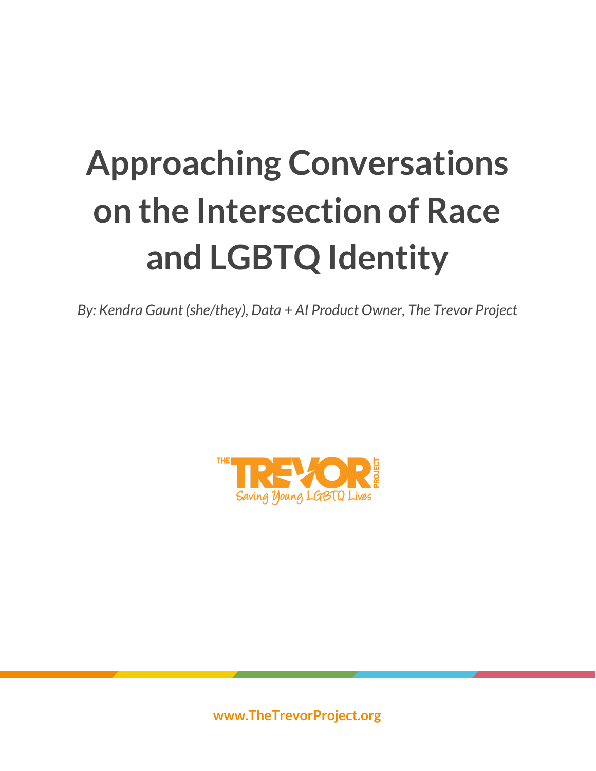# Approaching Conversations on the Intersection of Race and LGBTQ Identity

*By: Kendra Gaunt (she/they), Data + AI Product Owner, The Trevor Project*

THE TREVOR PROJECT

Saving Young LGBTQ Lives

www.TheTrevorProject.org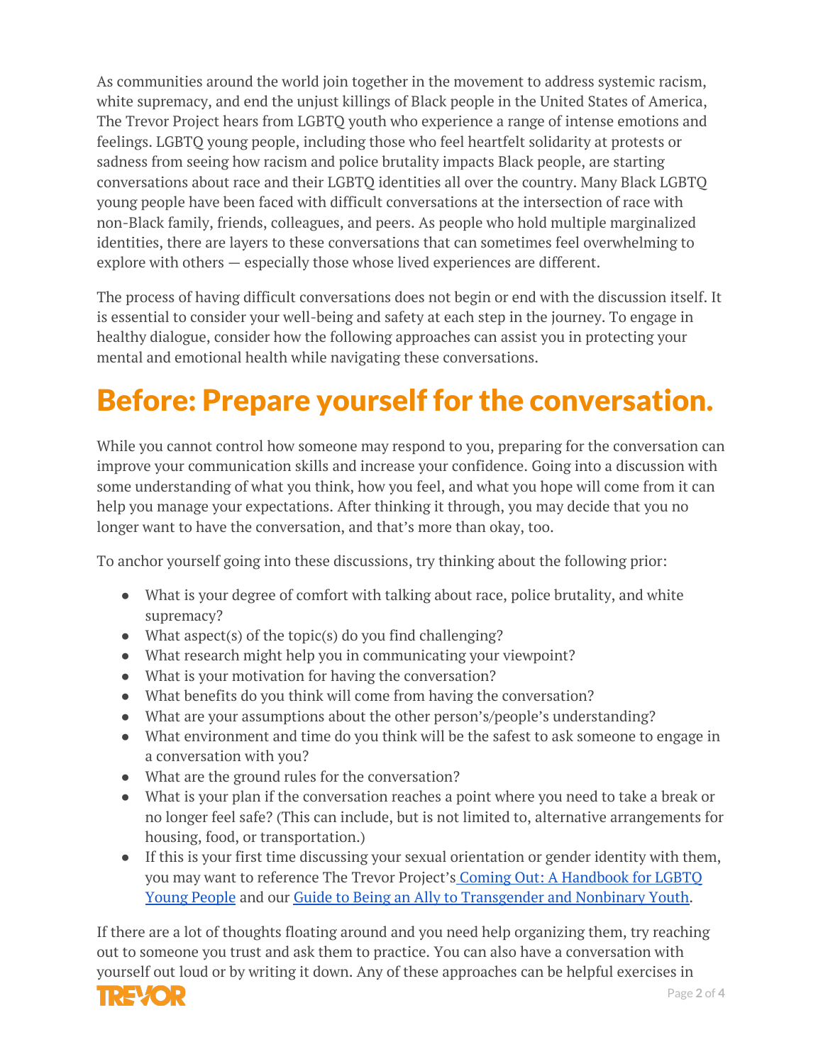As communities around the world join together in the movement to address systemic racism, white supremacy, and end the unjust killings of Black people in the United States of America, The Trevor Project hears from LGBTQ youth who experience a range of intense emotions and feelings. LGBTQ young people, including those who feel heartfelt solidarity at protests or sadness from seeing how racism and police brutality impacts Black people, are starting conversations about race and their LGBTQ identities all over the country. Many Black LGBTQ young people have been faced with difficult conversations at the intersection of race with non-Black family, friends, colleagues, and peers. As people who hold multiple marginalized identities, there are layers to these conversations that can sometimes feel overwhelming to explore with others — especially those whose lived experiences are different.

The process of having difficult conversations does not begin or end with the discussion itself. It is essential to consider your well-being and safety at each step in the journey. To engage in healthy dialogue, consider how the following approaches can assist you in protecting your mental and emotional health while navigating these conversations.

# Before: Prepare yourself for the conversation.

While you cannot control how someone may respond to you, preparing for the conversation can improve your communication skills and increase your confidence. Going into a discussion with some understanding of what you think, how you feel, and what you hope will come from it can help you manage your expectations. After thinking it through, you may decide that you no longer want to have the conversation, and that's more than okay, too.

To anchor yourself going into these discussions, try thinking about the following prior:

- What is your degree of comfort with talking about race, police brutality, and white supremacy?
- What aspect(s) of the topic(s) do you find challenging?
- What research might help you in communicating your viewpoint?
- What is your motivation for having the conversation?
- What benefits do you think will come from having the conversation?
- What are your assumptions about the other person's/people's understanding?
- What environment and time do you think will be the safest to ask someone to engage in a conversation with you?
- What are the ground rules for the conversation?
- What is your plan if the conversation reaches a point where you need to take a break or no longer feel safe? (This can include, but is not limited to, alternative arrangements for housing, food, or transportation.)
- If this is your first time discussing your sexual orientation or gender identity with them, you may want to reference The Trevor Project's Coming Out: A Handbook for LGBTQ Young People and our Guide to Being an Ally to Transgender and Nonbinary Youth.

If there are a lot of thoughts floating around and you need help organizing them, try reaching out to someone you trust and ask them to practice. You can also have a conversation with yourself out loud or by writing it down. Any of these approaches can be helpful exercises in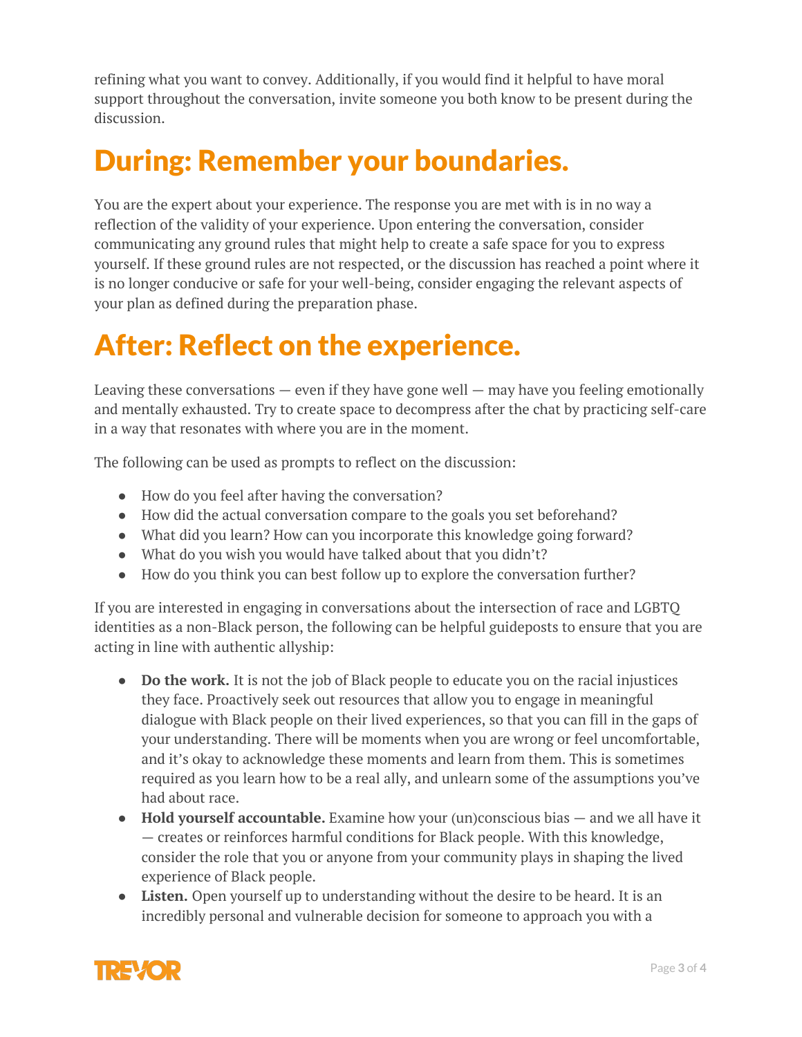refining what you want to convey. Additionally, if you would find it helpful to have moral support throughout the conversation, invite someone you both know to be present during the discussion.

# During: Remember your boundaries.

You are the expert about your experience. The response you are met with is in no way a reflection of the validity of your experience. Upon entering the conversation, consider communicating any ground rules that might help to create a safe space for you to express yourself. If these ground rules are not respected, or the discussion has reached a point where it is no longer conducive or safe for your well-being, consider engaging the relevant aspects of your plan as defined during the preparation phase.

# After: Reflect on the experience.

Leaving these conversations — even if they have gone well — may have you feeling emotionally and mentally exhausted. Try to create space to decompress after the chat by practicing self-care in a way that resonates with where you are in the moment.

The following can be used as prompts to reflect on the discussion:

- How do you feel after having the conversation?
- How did the actual conversation compare to the goals you set beforehand?
- What did you learn? How can you incorporate this knowledge going forward?
- What do you wish you would have talked about that you didn't?
- How do you think you can best follow up to explore the conversation further?

If you are interested in engaging in conversations about the intersection of race and LGBTQ identities as a non-Black person, the following can be helpful guideposts to ensure that you are acting in line with authentic allyship:

- **Do the work.** It is not the job of Black people to educate you on the racial injustices they face. Proactively seek out resources that allow you to engage in meaningful dialogue with Black people on their lived experiences, so that you can fill in the gaps of your understanding. There will be moments when you are wrong or feel uncomfortable, and it's okay to acknowledge these moments and learn from them. This is sometimes required as you learn how to be a real ally, and unlearn some of the assumptions you've had about race.
- **Hold yourself accountable.** Examine how your (un)conscious bias — and we all have it — creates or reinforces harmful conditions for Black people. With this knowledge, consider the role that you or anyone from your community plays in shaping the lived experience of Black people.
- **Listen.** Open yourself up to understanding without the desire to be heard. It is an incredibly personal and vulnerable decision for someone to approach you with a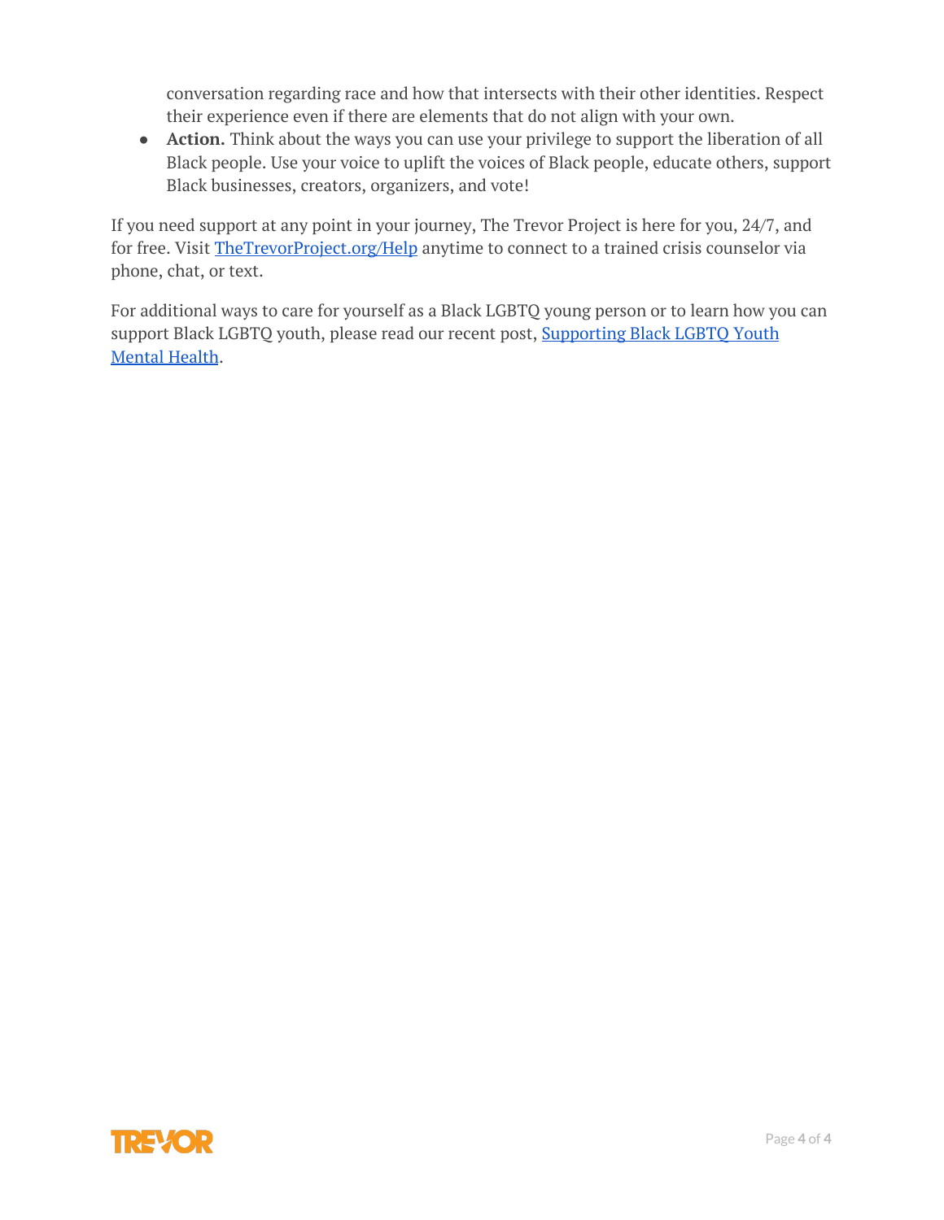conversation regarding race and how that intersects with their other identities. Respect their experience even if there are elements that do not align with your own.

- **Action.** Think about the ways you can use your privilege to support the liberation of all Black people. Use your voice to uplift the voices of Black people, educate others, support Black businesses, creators, organizers, and vote!

If you need support at any point in your journey, The Trevor Project is here for you, 24/7, and for free. Visit [TheTrevorProject.org/Help](TheTrevorProject.org/Help) anytime to connect to a trained crisis counselor via phone, chat, or text.

For additional ways to care for yourself as a Black LGBTQ young person or to learn how you can support Black LGBTQ youth, please read our recent post, [Supporting Black LGBTQ Youth Mental Health](Supporting Black LGBTQ Youth Mental Health).